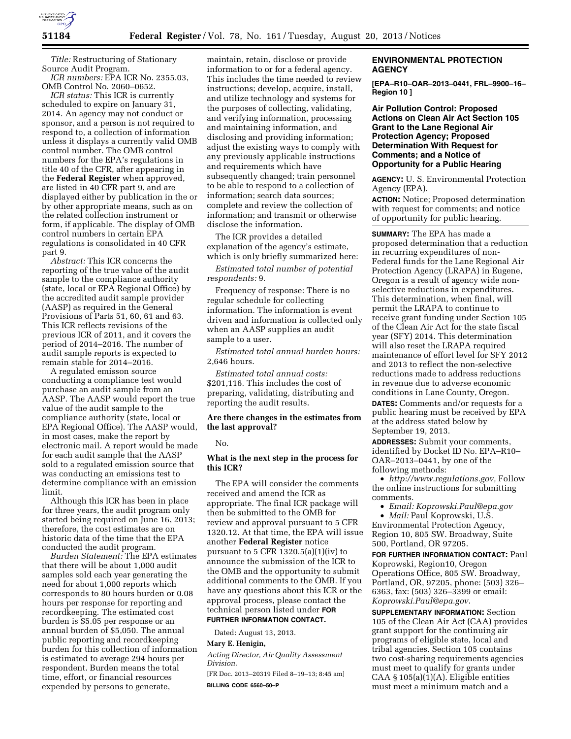*Title:* Restructuring of Stationary Source Audit Program.

*ICR numbers:* EPA ICR No. 2355.03, OMB Control No. 2060–0652.

*ICR status:* This ICR is currently scheduled to expire on January 31, 2014. An agency may not conduct or sponsor, and a person is not required to respond to, a collection of information unless it displays a currently valid OMB control number. The OMB control numbers for the EPA's regulations in title 40 of the CFR, after appearing in the **Federal Register** when approved, are listed in 40 CFR part 9, and are displayed either by publication in the or by other appropriate means, such as on the related collection instrument or form, if applicable. The display of OMB control numbers in certain EPA regulations is consolidated in 40 CFR part 9.

*Abstract:* This ICR concerns the reporting of the true value of the audit sample to the compliance authority (state, local or EPA Regional Office) by the accredited audit sample provider (AASP) as required in the General Provisions of Parts 51, 60, 61 and 63. This ICR reflects revisions of the previous ICR of 2011, and it covers the period of 2014–2016. The number of audit sample reports is expected to remain stable for 2014–2016.

A regulated emisson source conducting a compliance test would purchase an audit sample from an AASP. The AASP would report the true value of the audit sample to the compliance authority (state, local or EPA Regional Office). The AASP would, in most cases, make the report by electronic mail. A report would be made for each audit sample that the AASP sold to a regulated emission source that was conducting an emissions test to determine compliance with an emission limit.

Although this ICR has been in place for three years, the audit program only started being required on June 16, 2013; therefore, the cost estimates are on historic data of the time that the EPA conducted the audit program.

*Burden Statement:* The EPA estimates that there will be about 1,000 audit samples sold each year generating the need for about 1,000 reports which corresponds to 80 hours burden or 0.08 hours per response for reporting and recordkeeping. The estimated cost burden is $5.05 per response or an annual burden of $5,050. The annual public reporting and recordkeeping burden for this collection of information is estimated to average 294 hours per respondent. Burden means the total time, effort, or financial resources expended by persons to generate, maintain, retain, disclose or provide information to or for a federal agency. This includes the time needed to review instructions; develop, acquire, install, and utilize technology and systems for the purposes of collecting, validating, and verifying information, processing and maintaining information, and disclosing and providing information; adjust the existing ways to comply with any previously applicable instructions and requirements which have subsequently changed; train personnel to be able to respond to a collection of information; search data sources; complete and review the collection of information; and transmit or otherwise disclose the information.

The ICR provides a detailed explanation of the agency's estimate, which is only briefly summarized here:

*Estimated total number of potential respondents:* 9.

Frequency of response: There is no regular schedule for collecting information. The information is event driven and information is collected only when an AASP supplies an audit sample to a user.

*Estimated total annual burden hours:* 2,646 hours.

*Estimated total annual costs:* $201,116. This includes the cost of preparing, validating, distributing and reporting the audit results.

### Are there changes in the estimates from the last approval?

No.

### What is the next step in the process for this ICR?

The EPA will consider the comments received and amend the ICR as appropriate. The final ICR package will then be submitted to the OMB for review and approval pursuant to 5 CFR 1320.12. At that time, the EPA will issue another **Federal Register** notice pursuant to 5 CFR 1320.5(a)(1)(iv) to announce the submission of the ICR to the OMB and the opportunity to submit additional comments to the OMB. If you have any questions about this ICR or the approval process, please contact the technical person listed under **FOR FURTHER INFORMATION CONTACT.**

Dated: August 13, 2013.

**Mary E. Henigin,**

*Acting Director, Air Quality Assessment Division.*

[FR Doc. 2013–20319 Filed 8–19–13; 8:45 am]

**BILLING CODE 6560–50–P**

## ENVIRONMENTAL PROTECTION AGENCY

**[EPA–R10–OAR–2013–0441, FRL–9900–16–Region 10 ]**

### Air Pollution Control: Proposed Actions on Clean Air Act Section 105 Grant to the Lane Regional Air Protection Agency; Proposed Determination With Request for Comments; and a Notice of Opportunity for a Public Hearing

**AGENCY:** U. S. Environmental Protection Agency (EPA).

**ACTION:** Notice; Proposed determination with request for comments; and notice of opportunity for public hearing.

**SUMMARY:** The EPA has made a proposed determination that a reduction in recurring expenditures of non-Federal funds for the Lane Regional Air Protection Agency (LRAPA) in Eugene, Oregon is a result of agency wide non-selective reductions in expenditures. This determination, when final, will permit the LRAPA to continue to receive grant funding under Section 105 of the Clean Air Act for the state fiscal year (SFY) 2014. This determination will also reset the LRAPA required maintenance of effort level for SFY 2012 and 2013 to reflect the non-selective reductions made to address reductions in revenue due to adverse economic conditions in Lane County, Oregon.

**DATES:** Comments and/or requests for a public hearing must be received by EPA at the address stated below by September 19, 2013.

**ADDRESSES:** Submit your comments, identified by Docket ID No. EPA–R10–OAR–2013–0441, by one of the following methods:

- *http://www.regulations.gov,* Follow the online instructions for submitting comments.
- *Email: Koprowski.Paul@epa.gov*
- *Mail:* Paul Koprowski, U.S. Environmental Protection Agency, Region 10, 805 SW. Broadway, Suite 500, Portland, OR 97205.

**FOR FURTHER INFORMATION CONTACT:** Paul Koprowski, Region10, Oregon Operations Office, 805 SW. Broadway, Portland, OR, 97205, phone: (503) 326–6363, fax: (503) 326–3399 or email: *Koprowski.Paul@epa.gov.*

**SUPPLEMENTARY INFORMATION:** Section 105 of the Clean Air Act (CAA) provides grant support for the continuing air programs of eligible state, local and tribal agencies. Section 105 contains two cost-sharing requirements agencies must meet to qualify for grants under CAA § 105(a)(1)(A). Eligible entities must meet a minimum match and a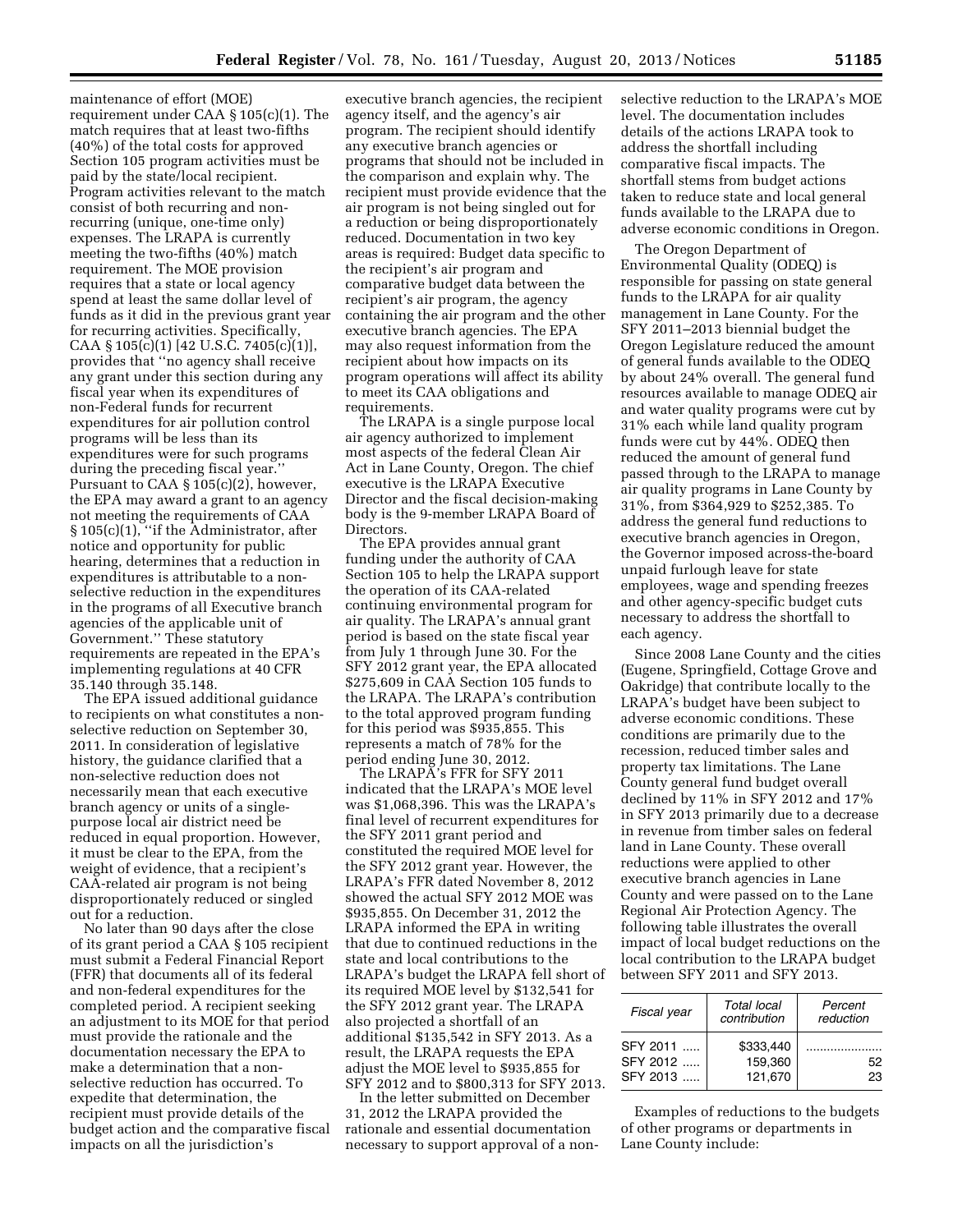maintenance of effort (MOE) requirement under CAA § 105(c)(1). The match requires that at least two-fifths (40%) of the total costs for approved Section 105 program activities must be paid by the state/local recipient. Program activities relevant to the match consist of both recurring and non-recurring (unique, one-time only) expenses. The LRAPA is currently meeting the two-fifths (40%) match requirement. The MOE provision requires that a state or local agency spend at least the same dollar level of funds as it did in the previous grant year for recurring activities. Specifically, CAA § 105(c)(1) [42 U.S.C. 7405(c)(1)], provides that "no agency shall receive any grant under this section during any fiscal year when its expenditures of non-Federal funds for recurrent expenditures for air pollution control programs will be less than its expenditures were for such programs during the preceding fiscal year." Pursuant to CAA § 105(c)(2), however, the EPA may award a grant to an agency not meeting the requirements of CAA § 105(c)(1), "if the Administrator, after notice and opportunity for public hearing, determines that a reduction in expenditures is attributable to a non-selective reduction in the expenditures in the programs of all Executive branch agencies of the applicable unit of Government." These statutory requirements are repeated in the EPA's implementing regulations at 40 CFR 35.140 through 35.148.

The EPA issued additional guidance to recipients on what constitutes a non-selective reduction on September 30, 2011. In consideration of legislative history, the guidance clarified that a non-selective reduction does not necessarily mean that each executive branch agency or units of a single-purpose local air district need be reduced in equal proportion. However, it must be clear to the EPA, from the weight of evidence, that a recipient's CAA-related air program is not being disproportionately reduced or singled out for a reduction.

No later than 90 days after the close of its grant period a CAA § 105 recipient must submit a Federal Financial Report (FFR) that documents all of its federal and non-federal expenditures for the completed period. A recipient seeking an adjustment to its MOE for that period must provide the rationale and the documentation necessary the EPA to make a determination that a non-selective reduction has occurred. To expedite that determination, the recipient must provide details of the budget action and the comparative fiscal impacts on all the jurisdiction's executive branch agencies, the recipient agency itself, and the agency's air program. The recipient should identify any executive branch agencies or programs that should not be included in the comparison and explain why. The recipient must provide evidence that the air program is not being singled out for a reduction or being disproportionately reduced. Documentation in two key areas is required: Budget data specific to the recipient's air program and comparative budget data between the recipient's air program, the agency containing the air program and the other executive branch agencies. The EPA may also request information from the recipient about how impacts on its program operations will affect its ability to meet its CAA obligations and requirements.

The LRAPA is a single purpose local air agency authorized to implement most aspects of the federal Clean Air Act in Lane County, Oregon. The chief executive is the LRAPA Executive Director and the fiscal decision-making body is the 9-member LRAPA Board of Directors.

The EPA provides annual grant funding under the authority of CAA Section 105 to help the LRAPA support the operation of its CAA-related continuing environmental program for air quality. The LRAPA's annual grant period is based on the state fiscal year from July 1 through June 30. For the SFY 2012 grant year, the EPA allocated $275,609 in CAA Section 105 funds to the LRAPA. The LRAPA's contribution to the total approved program funding for this period was $935,855. This represents a match of 78% for the period ending June 30, 2012.

The LRAPA's FFR for SFY 2011 indicated that the LRAPA's MOE level was $1,068,396. This was the LRAPA's final level of recurrent expenditures for the SFY 2011 grant period and constituted the required MOE level for the SFY 2012 grant year. However, the LRAPA's FFR dated November 8, 2012 showed the actual SFY 2012 MOE was $935,855. On December 31, 2012 the LRAPA informed the EPA in writing that due to continued reductions in the state and local contributions to the LRAPA's budget the LRAPA fell short of its required MOE level by $132,541 for the SFY 2012 grant year. The LRAPA also projected a shortfall of an additional $135,542 in SFY 2013. As a result, the LRAPA requests the EPA adjust the MOE level to $935,855 for SFY 2012 and to $800,313 for SFY 2013.

In the letter submitted on December 31, 2012 the LRAPA provided the rationale and essential documentation necessary to support approval of a non-selective reduction to the LRAPA's MOE level. The documentation includes details of the actions LRAPA took to address the shortfall including comparative fiscal impacts. The shortfall stems from budget actions taken to reduce state and local general funds available to the LRAPA due to adverse economic conditions in Oregon.

The Oregon Department of Environmental Quality (ODEQ) is responsible for passing on state general funds to the LRAPA for air quality management in Lane County. For the SFY 2011–2013 biennial budget the Oregon Legislature reduced the amount of general funds available to the ODEQ by about 24% overall. The general fund resources available to manage ODEQ air and water quality programs were cut by 31% each while land quality program funds were cut by 44%. ODEQ then reduced the amount of general fund passed through to the LRAPA to manage air quality programs in Lane County by 31%, from $364,929 to $252,385. To address the general fund reductions to executive branch agencies in Oregon, the Governor imposed across-the-board unpaid furlough leave for state employees, wage and spending freezes and other agency-specific budget cuts necessary to address the shortfall to each agency.

Since 2008 Lane County and the cities (Eugene, Springfield, Cottage Grove and Oakridge) that contribute locally to the LRAPA's budget have been subject to adverse economic conditions. These conditions are primarily due to the recession, reduced timber sales and property tax limitations. The Lane County general fund budget overall declined by 11% in SFY 2012 and 17% in SFY 2013 primarily due to a decrease in revenue from timber sales on federal land in Lane County. These overall reductions were applied to other executive branch agencies in Lane County and were passed on to the Lane Regional Air Protection Agency. The following table illustrates the overall impact of local budget reductions on the local contribution to the LRAPA budget between SFY 2011 and SFY 2013.

| Fiscal year | Total local contribution | Percent reduction |
| --- | --- | --- |
| SFY 2011 | $333,440 | |
| SFY 2012 | 159,360 | 52 |
| SFY 2013 | 121,670 | 23 |

Examples of reductions to the budgets of other programs or departments in Lane County include: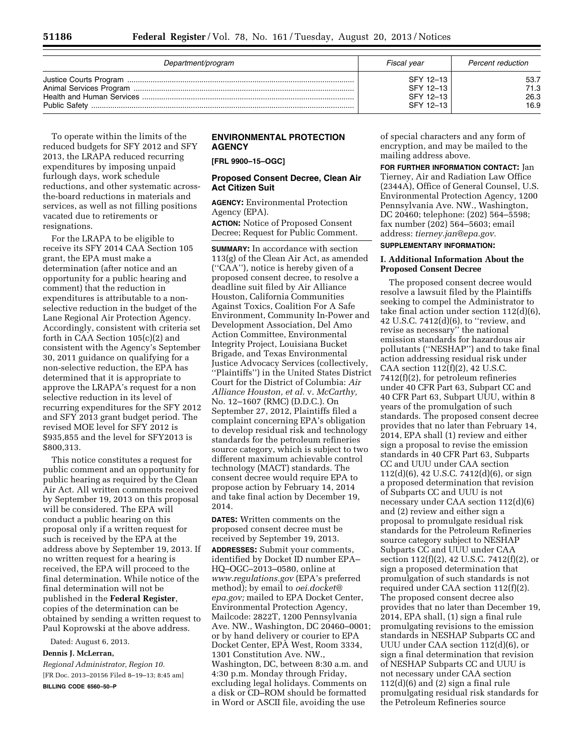| Department/program | Fiscal year | Percent reduction |
| --- | --- | --- |
| Justice Courts Program | SFY 12–13 | 53.7 |
| Animal Services Program | SFY 12–13 | 71.3 |
| Health and Human Services | SFY 12–13 | 26.3 |
| Public Safety | SFY 12–13 | 16.9 |

To operate within the limits of the reduced budgets for SFY 2012 and SFY 2013, the LRAPA reduced recurring expenditures by imposing unpaid furlough days, work schedule reductions, and other systematic across-the-board reductions in materials and services, as well as not filling positions vacated due to retirements or resignations.

For the LRAPA to be eligible to receive its SFY 2014 CAA Section 105 grant, the EPA must make a determination (after notice and an opportunity for a public hearing and comment) that the reduction in expenditures is attributable to a non-selective reduction in the budget of the Lane Regional Air Protection Agency. Accordingly, consistent with criteria set forth in CAA Section 105(c)(2) and consistent with the Agency's September 30, 2011 guidance on qualifying for a non-selective reduction, the EPA has determined that it is appropriate to approve the LRAPA's request for a non selective reduction in its level of recurring expenditures for the SFY 2012 and SFY 2013 grant budget period. The revised MOE level for SFY 2012 is $935,855 and the level for SFY2013 is $800,313.

This notice constitutes a request for public comment and an opportunity for public hearing as required by the Clean Air Act. All written comments received by September 19, 2013 on this proposal will be considered. The EPA will conduct a public hearing on this proposal only if a written request for such is received by the EPA at the address above by September 19, 2013. If no written request for a hearing is received, the EPA will proceed to the final determination. While notice of the final determination will not be published in the **Federal Register**, copies of the determination can be obtained by sending a written request to Paul Koprowski at the above address.

Dated: August 6, 2013.

**Dennis J. McLerran,**

*Regional Administrator, Region 10.*

[FR Doc. 2013–20156 Filed 8–19–13; 8:45 am]

**BILLING CODE 6560–50–P**

## ENVIRONMENTAL PROTECTION AGENCY

**[FRL 9900–15–OGC]**

### Proposed Consent Decree, Clean Air Act Citizen Suit

**AGENCY:** Environmental Protection Agency (EPA).

**ACTION:** Notice of Proposed Consent Decree; Request for Public Comment.

**SUMMARY:** In accordance with section 113(g) of the Clean Air Act, as amended (''CAA''), notice is hereby given of a proposed consent decree, to resolve a deadline suit filed by Air Alliance Houston, California Communities Against Toxics, Coalition For A Safe Environment, Community In-Power and Development Association, Del Amo Action Committee, Environmental Integrity Project, Louisiana Bucket Brigade, and Texas Environmental Justice Advocacy Services (collectively, ''Plaintiffs'') in the United States District Court for the District of Columbia: *Air Alliance Houston, et al.* v. *McCarthy,* No. 12–1607 (RMC) (D.D.C.). On September 27, 2012, Plaintiffs filed a complaint concerning EPA's obligation to develop residual risk and technology standards for the petroleum refineries source category, which is subject to two different maximum achievable control technology (MACT) standards. The consent decree would require EPA to propose action by February 14, 2014 and take final action by December 19, 2014.

**DATES:** Written comments on the proposed consent decree must be received by September 19, 2013.

**ADDRESSES:** Submit your comments, identified by Docket ID number EPA–HQ–OGC–2013–0580, online at *www.regulations.gov* (EPA's preferred method); by email to *oei.docket@epa.gov;* mailed to EPA Docket Center, Environmental Protection Agency, Mailcode: 2822T, 1200 Pennsylvania Ave. NW., Washington, DC 20460–0001; or by hand delivery or courier to EPA Docket Center, EPA West, Room 3334, 1301 Constitution Ave. NW., Washington, DC, between 8:30 a.m. and 4:30 p.m. Monday through Friday, excluding legal holidays. Comments on a disk or CD–ROM should be formatted in Word or ASCII file, avoiding the use of special characters and any form of encryption, and may be mailed to the mailing address above.

**FOR FURTHER INFORMATION CONTACT:** Jan Tierney, Air and Radiation Law Office (2344A), Office of General Counsel, U.S. Environmental Protection Agency, 1200 Pennsylvania Ave. NW., Washington, DC 20460; telephone: (202) 564–5598; fax number (202) 564–5603; email address: *tierney.jan@epa.gov.*

**SUPPLEMENTARY INFORMATION:**

### I. Additional Information About the Proposed Consent Decree

The proposed consent decree would resolve a lawsuit filed by the Plaintiffs seeking to compel the Administrator to take final action under section 112(d)(6), 42 U.S.C. 7412(d)(6), to ''review, and revise as necessary'' the national emission standards for hazardous air pollutants (''NESHAP'') and to take final action addressing residual risk under CAA section 112(f)(2), 42 U.S.C. 7412(f)(2), for petroleum refineries under 40 CFR Part 63, Subpart CC and 40 CFR Part 63, Subpart UUU, within 8 years of the promulgation of such standards. The proposed consent decree provides that no later than February 14, 2014, EPA shall (1) review and either sign a proposal to revise the emission standards in 40 CFR Part 63, Subparts CC and UUU under CAA section 112(d)(6), 42 U.S.C. 7412(d)(6), or sign a proposed determination that revision of Subparts CC and UUU is not necessary under CAA section 112(d)(6) and (2) review and either sign a proposal to promulgate residual risk standards for the Petroleum Refineries source category subject to NESHAP Subparts CC and UUU under CAA section 112(f)(2), 42 U.S.C. 7412(f)(2), or sign a proposed determination that promulgation of such standards is not required under CAA section 112(f)(2). The proposed consent decree also provides that no later than December 19, 2014, EPA shall, (1) sign a final rule promulgating revisions to the emission standards in NESHAP Subparts CC and UUU under CAA section 112(d)(6), or sign a final determination that revision of NESHAP Subparts CC and UUU is not necessary under CAA section 112(d)(6) and (2) sign a final rule promulgating residual risk standards for the Petroleum Refineries source